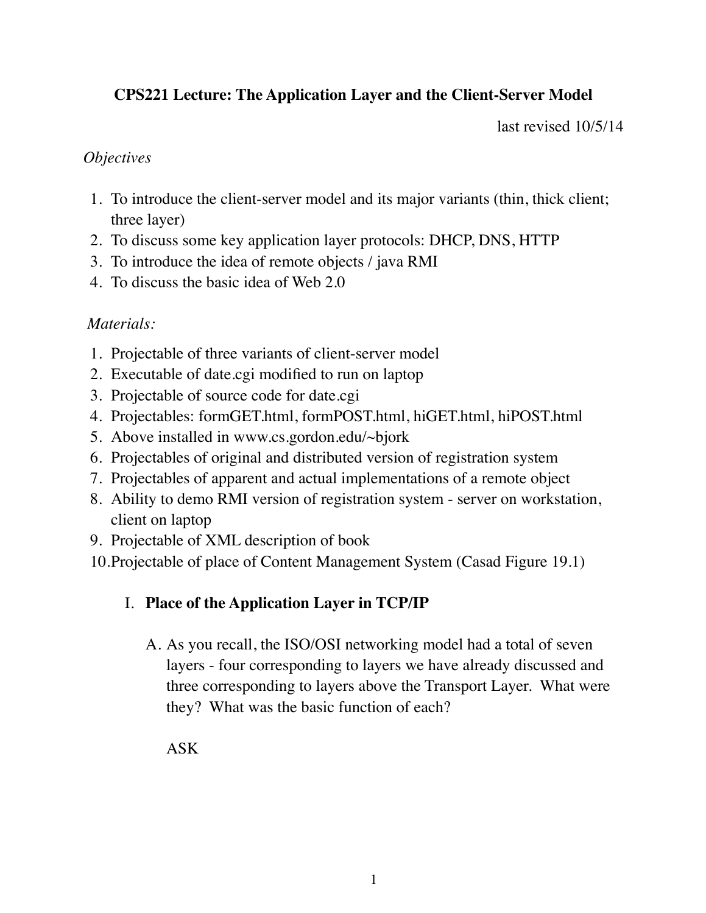# CPS221 Lecture: The Application Layer and the Client-Server Model

last revised 10/5/14

*Objectives*

1. To introduce the client-server model and its major variants (thin, thick client; three layer)
2. To discuss some key application layer protocols: DHCP, DNS, HTTP
3. To introduce the idea of remote objects / java RMI
4. To discuss the basic idea of Web 2.0

*Materials:*

1. Projectable of three variants of client-server model
2. Executable of date.cgi modified to run on laptop
3. Projectable of source code for date.cgi
4. Projectables: formGET.html, formPOST.html, hiGET.html, hiPOST.html
5. Above installed in www.cs.gordon.edu/~bjork
6. Projectables of original and distributed version of registration system
7. Projectables of apparent and actual implementations of a remote object
8. Ability to demo RMI version of registration system - server on workstation, client on laptop
9. Projectable of XML description of book
10. Projectable of place of Content Management System (Casad Figure 19.1)

## I. Place of the Application Layer in TCP/IP

A. As you recall, the ISO/OSI networking model had a total of seven layers - four corresponding to layers we have already discussed and three corresponding to layers above the Transport Layer. What were they? What was the basic function of each?

ASK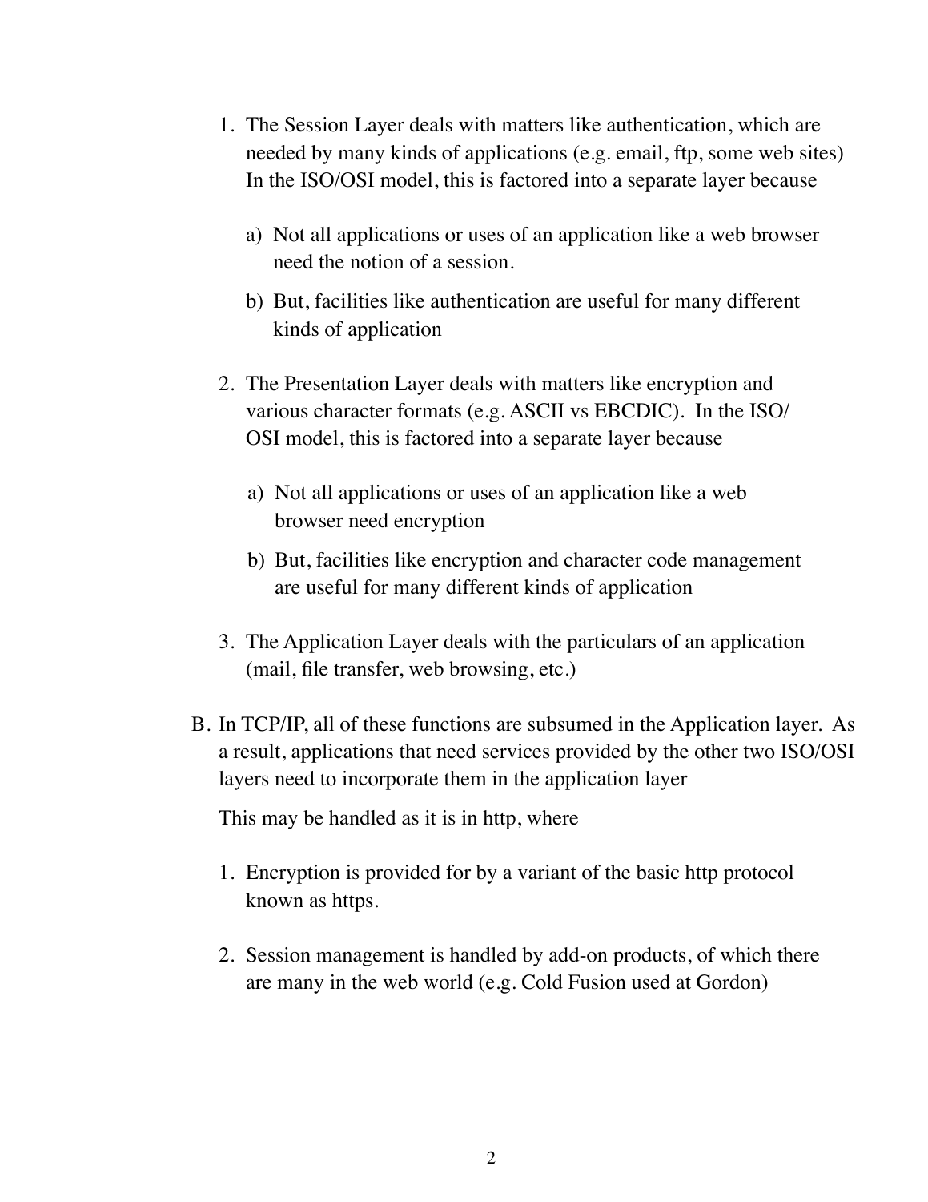1. The Session Layer deals with matters like authentication, which are needed by many kinds of applications (e.g. email, ftp, some web sites) In the ISO/OSI model, this is factored into a separate layer because

   a) Not all applications or uses of an application like a web browser need the notion of a session.

   b) But, facilities like authentication are useful for many different kinds of application

2. The Presentation Layer deals with matters like encryption and various character formats (e.g. ASCII vs EBCDIC). In the ISO/OSI model, this is factored into a separate layer because

   a) Not all applications or uses of an application like a web browser need encryption

   b) But, facilities like encryption and character code management are useful for many different kinds of application

3. The Application Layer deals with the particulars of an application (mail, file transfer, web browsing, etc.)

B. In TCP/IP, all of these functions are subsumed in the Application layer. As a result, applications that need services provided by the other two ISO/OSI layers need to incorporate them in the application layer

   This may be handled as it is in http, where

   1. Encryption is provided for by a variant of the basic http protocol known as https.

   2. Session management is handled by add-on products, of which there are many in the web world (e.g. Cold Fusion used at Gordon)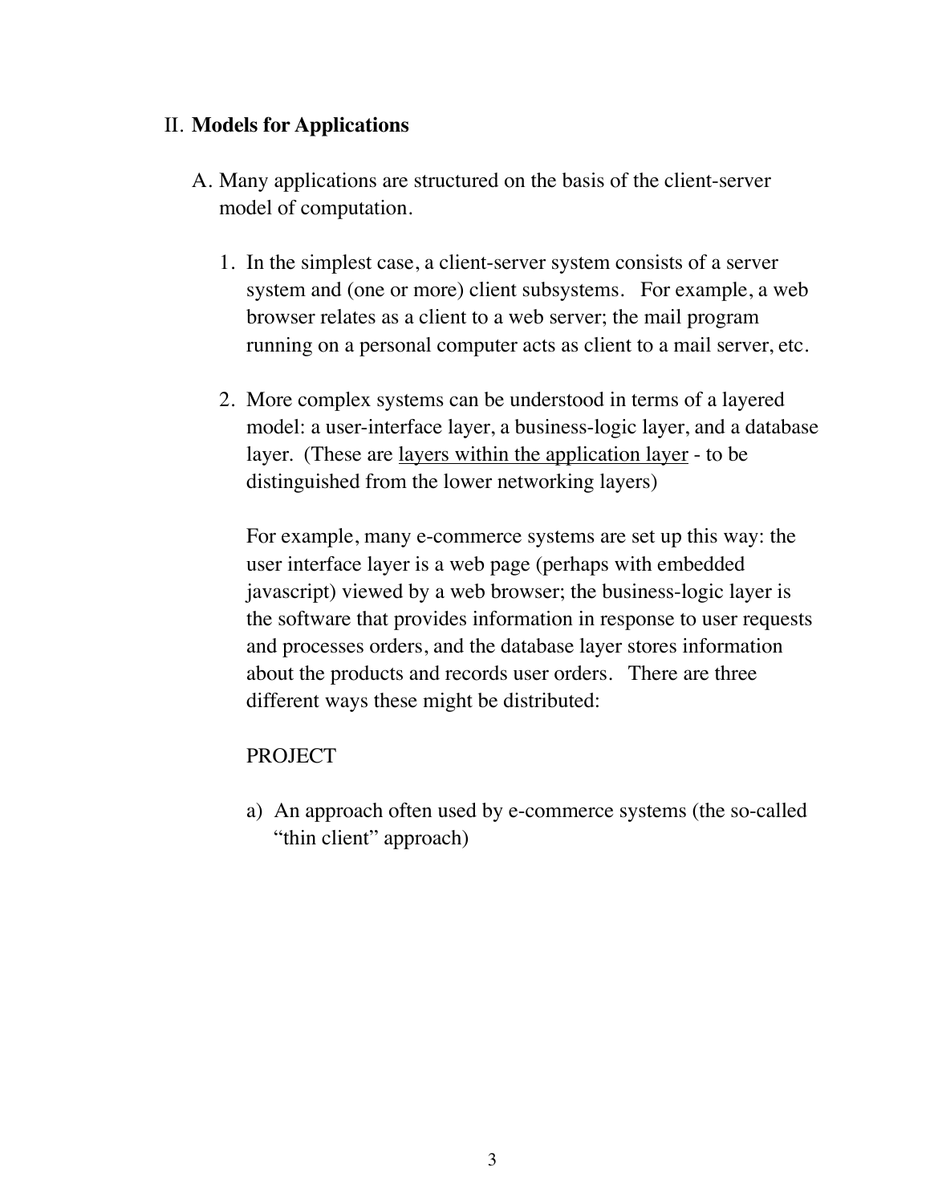II. **Models for Applications**

A. Many applications are structured on the basis of the client-server model of computation.

1. In the simplest case, a client-server system consists of a server system and (one or more) client subsystems. For example, a web browser relates as a client to a web server; the mail program running on a personal computer acts as client to a mail server, etc.

2. More complex systems can be understood in terms of a layered model: a user-interface layer, a business-logic layer, and a database layer. (These are <u>layers within the application layer</u> - to be distinguished from the lower networking layers)

   For example, many e-commerce systems are set up this way: the user interface layer is a web page (perhaps with embedded javascript) viewed by a web browser; the business-logic layer is the software that provides information in response to user requests and processes orders, and the database layer stores information about the products and records user orders. There are three different ways these might be distributed:

   PROJECT

   a) An approach often used by e-commerce systems (the so-called "thin client" approach)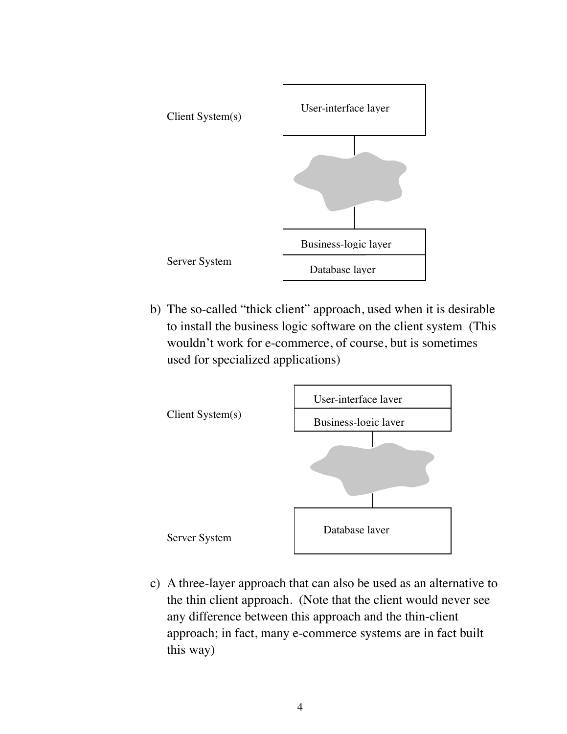Client System(s)

User-interface layer

Server System

Business-logic layer

Database layer

b) The so-called "thick client" approach, used when it is desirable to install the business logic software on the client system (This wouldn't work for e-commerce, of course, but is sometimes used for specialized applications)

Client System(s)

User-interface layer

Business-logic layer

Server System

Database layer

c) A three-layer approach that can also be used as an alternative to the thin client approach. (Note that the client would never see any difference between this approach and the thin-client approach; in fact, many e-commerce systems are in fact built this way)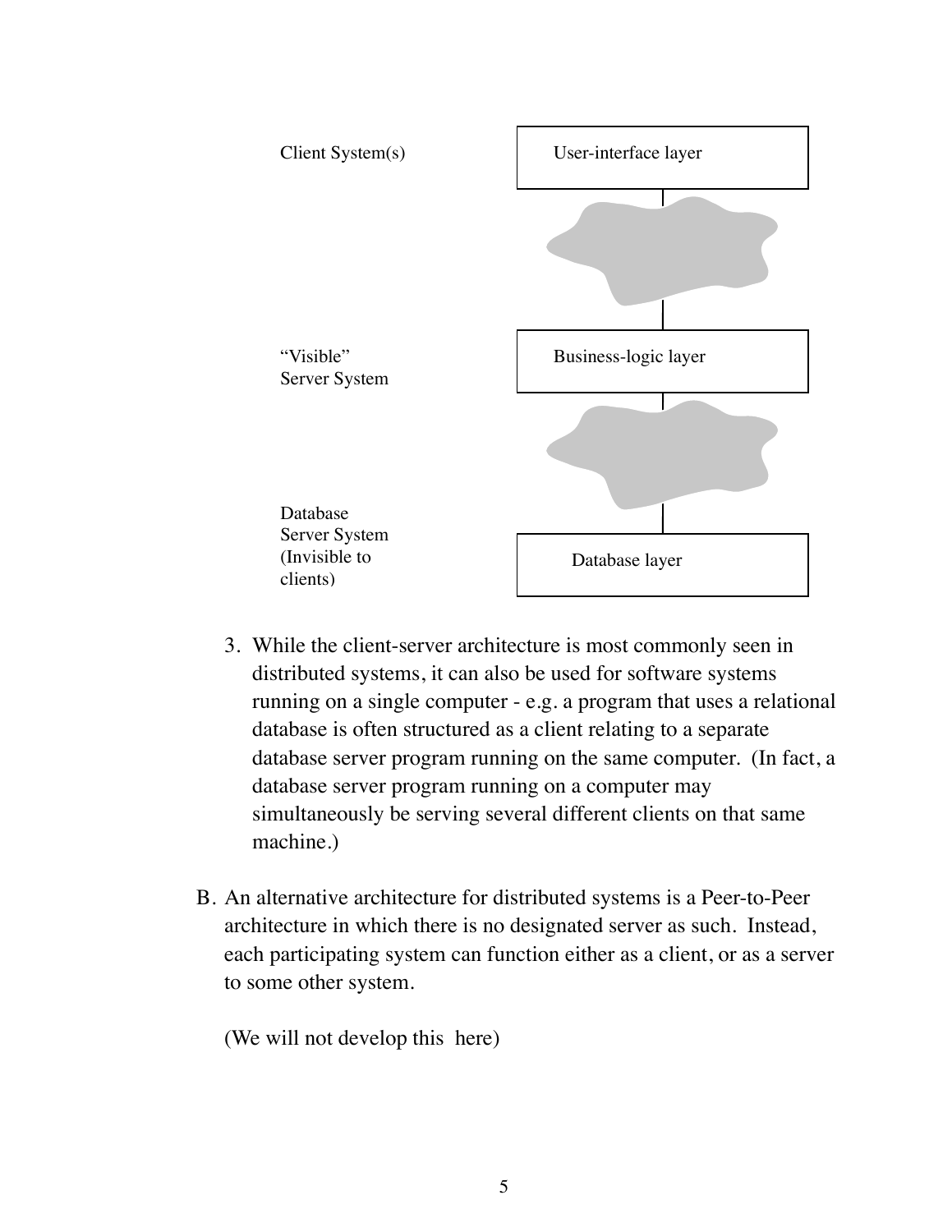| | |
|---|---|
| Client System(s) | User-interface layer |
| "Visible" Server System | Business-logic layer |
| Database Server System (Invisible to clients) | Database layer |

3. While the client-server architecture is most commonly seen in distributed systems, it can also be used for software systems running on a single computer - e.g. a program that uses a relational database is often structured as a client relating to a separate database server program running on the same computer. (In fact, a database server program running on a computer may simultaneously be serving several different clients on that same machine.)

B. An alternative architecture for distributed systems is a Peer-to-Peer architecture in which there is no designated server as such. Instead, each participating system can function either as a client, or as a server to some other system.

   (We will not develop this here)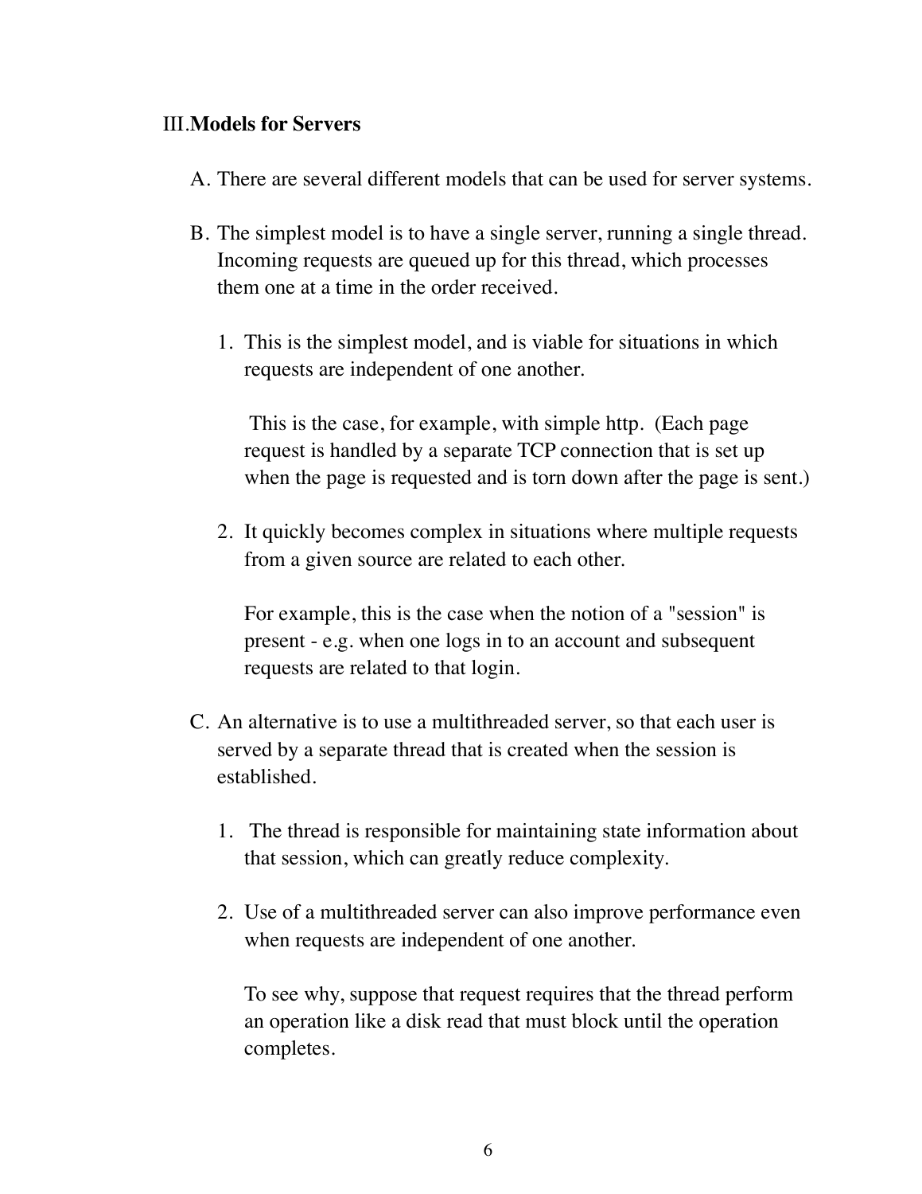## III. Models for Servers

A. There are several different models that can be used for server systems.

B. The simplest model is to have a single server, running a single thread. Incoming requests are queued up for this thread, which processes them one at a time in the order received.

   1. This is the simplest model, and is viable for situations in which requests are independent of one another.

      This is the case, for example, with simple http. (Each page request is handled by a separate TCP connection that is set up when the page is requested and is torn down after the page is sent.)

   2. It quickly becomes complex in situations where multiple requests from a given source are related to each other.

      For example, this is the case when the notion of a "session" is present - e.g. when one logs in to an account and subsequent requests are related to that login.

C. An alternative is to use a multithreaded server, so that each user is served by a separate thread that is created when the session is established.

   1. The thread is responsible for maintaining state information about that session, which can greatly reduce complexity.

   2. Use of a multithreaded server can also improve performance even when requests are independent of one another.

      To see why, suppose that request requires that the thread perform an operation like a disk read that must block until the operation completes.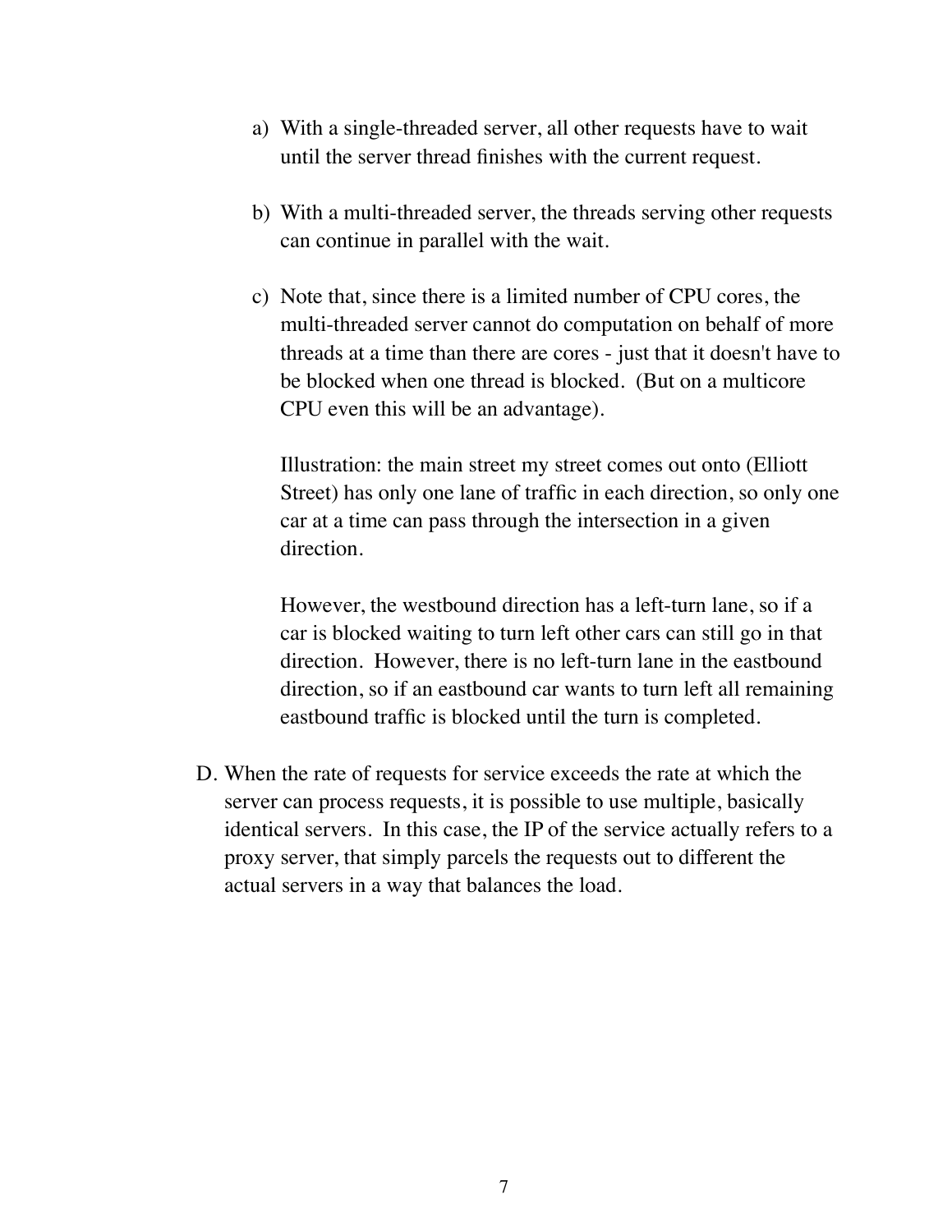a) With a single-threaded server, all other requests have to wait until the server thread finishes with the current request.

b) With a multi-threaded server, the threads serving other requests can continue in parallel with the wait.

c) Note that, since there is a limited number of CPU cores, the multi-threaded server cannot do computation on behalf of more threads at a time than there are cores - just that it doesn't have to be blocked when one thread is blocked. (But on a multicore CPU even this will be an advantage).

   Illustration: the main street my street comes out onto (Elliott Street) has only one lane of traffic in each direction, so only one car at a time can pass through the intersection in a given direction.

   However, the westbound direction has a left-turn lane, so if a car is blocked waiting to turn left other cars can still go in that direction. However, there is no left-turn lane in the eastbound direction, so if an eastbound car wants to turn left all remaining eastbound traffic is blocked until the turn is completed.

D. When the rate of requests for service exceeds the rate at which the server can process requests, it is possible to use multiple, basically identical servers. In this case, the IP of the service actually refers to a proxy server, that simply parcels the requests out to different the actual servers in a way that balances the load.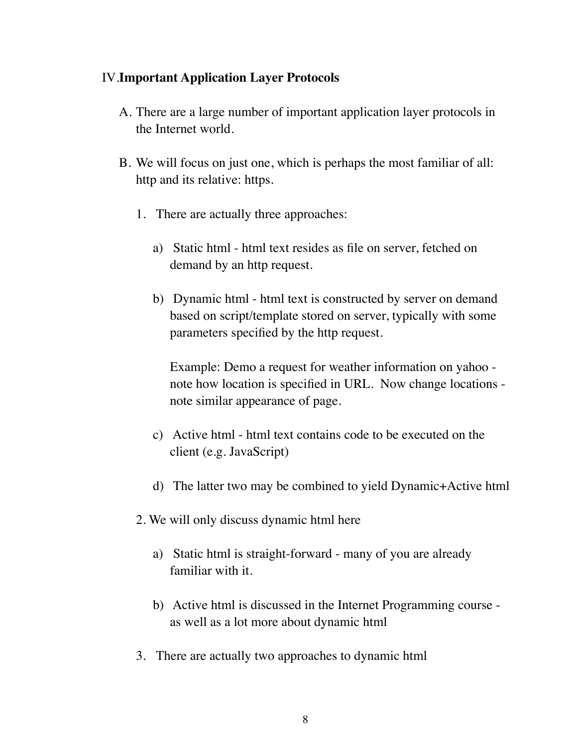IV. **Important Application Layer Protocols**

A. There are a large number of important application layer protocols in the Internet world.

B. We will focus on just one, which is perhaps the most familiar of all: http and its relative: https.

   1. There are actually three approaches:

      a) Static html - html text resides as file on server, fetched on demand by an http request.

      b) Dynamic html - html text is constructed by server on demand based on script/template stored on server, typically with some parameters specified by the http request.

         Example: Demo a request for weather information on yahoo - note how location is specified in URL. Now change locations - note similar appearance of page.

      c) Active html - html text contains code to be executed on the client (e.g. JavaScript)

      d) The latter two may be combined to yield Dynamic+Active html

   2. We will only discuss dynamic html here

      a) Static html is straight-forward - many of you are already familiar with it.

      b) Active html is discussed in the Internet Programming course - as well as a lot more about dynamic html

   3. There are actually two approaches to dynamic html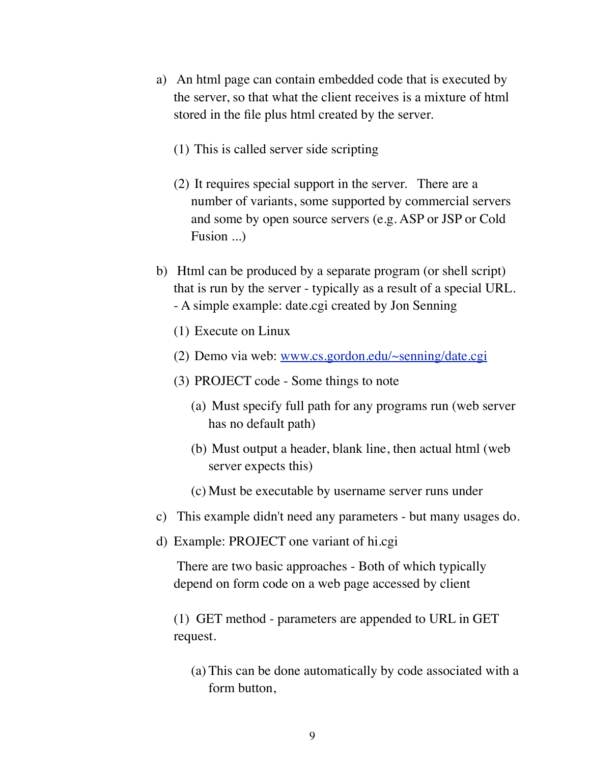a) An html page can contain embedded code that is executed by the server, so that what the client receives is a mixture of html stored in the file plus html created by the server.

   (1) This is called server side scripting

   (2) It requires special support in the server. There are a number of variants, some supported by commercial servers and some by open source servers (e.g. ASP or JSP or Cold Fusion ...)

b) Html can be produced by a separate program (or shell script) that is run by the server - typically as a result of a special URL. - A simple example: date.cgi created by Jon Senning

   (1) Execute on Linux

   (2) Demo via web: [www.cs.gordon.edu/~senning/date.cgi](http://www.cs.gordon.edu/~senning/date.cgi)

   (3) PROJECT code - Some things to note

      (a) Must specify full path for any programs run (web server has no default path)

      (b) Must output a header, blank line, then actual html (web server expects this)

      (c) Must be executable by username server runs under

c) This example didn't need any parameters - but many usages do.

d) Example: PROJECT one variant of hi.cgi

   There are two basic approaches - Both of which typically depend on form code on a web page accessed by client

   (1) GET method - parameters are appended to URL in GET request.

      (a) This can be done automatically by code associated with a form button,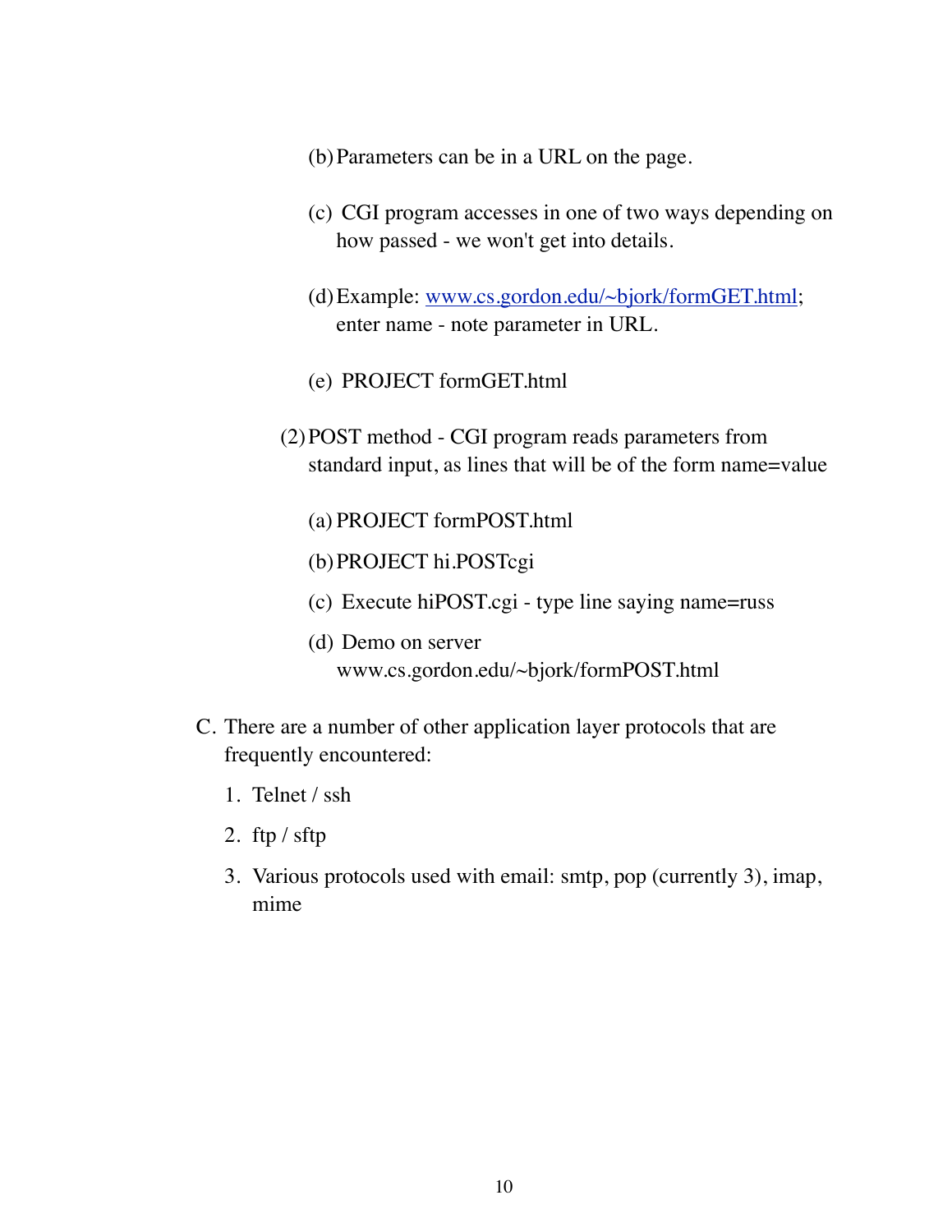(b) Parameters can be in a URL on the page.

(c) CGI program accesses in one of two ways depending on how passed - we won't get into details.

(d) Example: [www.cs.gordon.edu/~bjork/formGET.html](www.cs.gordon.edu/~bjork/formGET.html); enter name - note parameter in URL.

(e) PROJECT formGET.html

(2) POST method - CGI program reads parameters from standard input, as lines that will be of the form name=value

(a) PROJECT formPOST.html

(b) PROJECT hi.POSTcgi

(c) Execute hiPOST.cgi - type line saying name=russ

(d) Demo on server www.cs.gordon.edu/~bjork/formPOST.html

C. There are a number of other application layer protocols that are frequently encountered:

1. Telnet / ssh
2. ftp / sftp
3. Various protocols used with email: smtp, pop (currently 3), imap, mime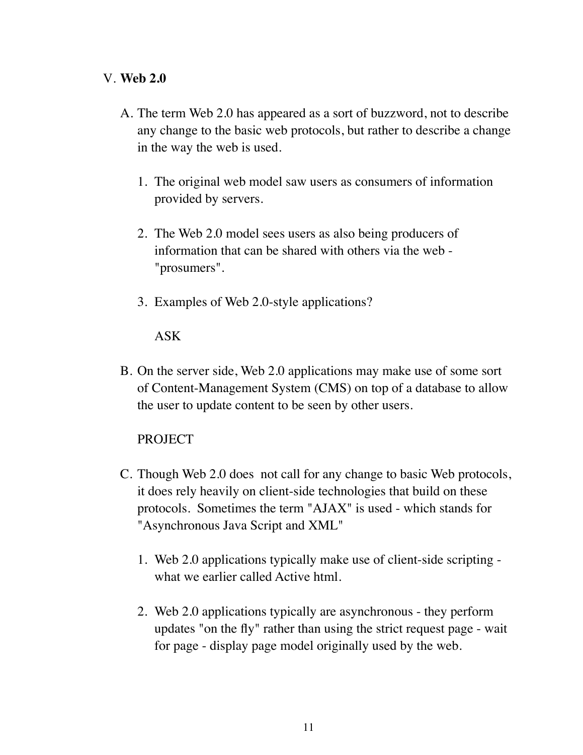V. **Web 2.0**

A. The term Web 2.0 has appeared as a sort of buzzword, not to describe any change to the basic web protocols, but rather to describe a change in the way the web is used.

1. The original web model saw users as consumers of information provided by servers.

2. The Web 2.0 model sees users as also being producers of information that can be shared with others via the web - "prosumers".

3. Examples of Web 2.0-style applications?

   ASK

B. On the server side, Web 2.0 applications may make use of some sort of Content-Management System (CMS) on top of a database to allow the user to update content to be seen by other users.

   PROJECT

C. Though Web 2.0 does not call for any change to basic Web protocols, it does rely heavily on client-side technologies that build on these protocols. Sometimes the term "AJAX" is used - which stands for "Asynchronous Java Script and XML"

1. Web 2.0 applications typically make use of client-side scripting - what we earlier called Active html.

2. Web 2.0 applications typically are asynchronous - they perform updates "on the fly" rather than using the strict request page - wait for page - display page model originally used by the web.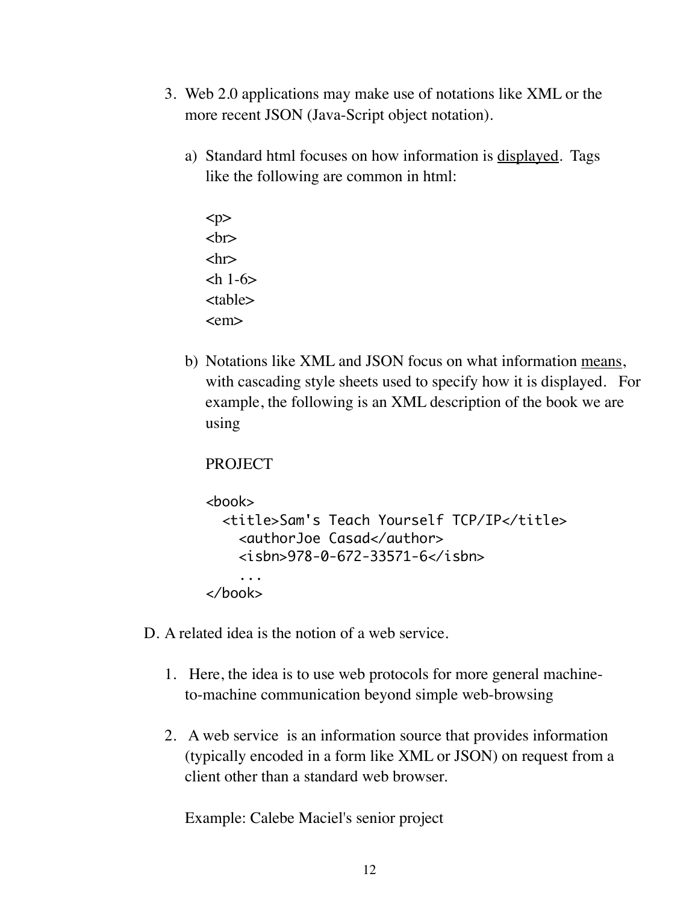3. Web 2.0 applications may make use of notations like XML or the more recent JSON (Java-Script object notation).

    a) Standard html focuses on how information is <u>displayed</u>. Tags like the following are common in html:

        &lt;p&gt;
        &lt;br&gt;
        &lt;hr&gt;
        &lt;h 1-6&gt;
        &lt;table&gt;
        &lt;em&gt;

    b) Notations like XML and JSON focus on what information <u>means</u>, with cascading style sheets used to specify how it is displayed. For example, the following is an XML description of the book we are using

        PROJECT

        ```
        <book>
          <title>Sam's Teach Yourself TCP/IP</title>
            <authorJoe Casad</author>
            <isbn>978-0-672-33571-6</isbn>
            ...
        </book>
        ```

D. A related idea is the notion of a web service.

1. Here, the idea is to use web protocols for more general machine-to-machine communication beyond simple web-browsing

2. A web service is an information source that provides information (typically encoded in a form like XML or JSON) on request from a client other than a standard web browser.

    Example: Calebe Maciel's senior project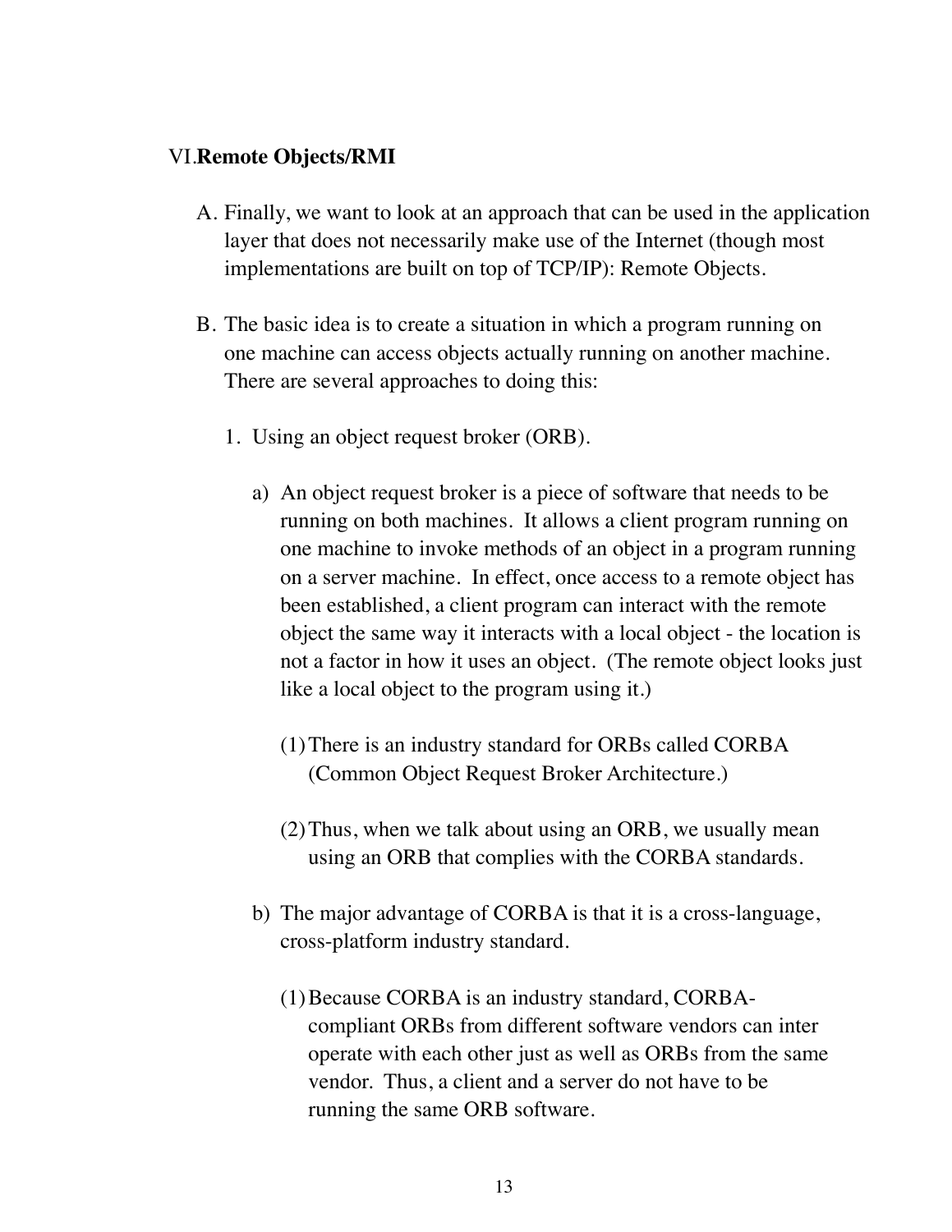## VI. Remote Objects/RMI

A. Finally, we want to look at an approach that can be used in the application layer that does not necessarily make use of the Internet (though most implementations are built on top of TCP/IP): Remote Objects.

B. The basic idea is to create a situation in which a program running on one machine can access objects actually running on another machine. There are several approaches to doing this:

1. Using an object request broker (ORB).

   a) An object request broker is a piece of software that needs to be running on both machines. It allows a client program running on one machine to invoke methods of an object in a program running on a server machine. In effect, once access to a remote object has been established, a client program can interact with the remote object the same way it interacts with a local object - the location is not a factor in how it uses an object. (The remote object looks just like a local object to the program using it.)

      (1) There is an industry standard for ORBs called CORBA (Common Object Request Broker Architecture.)

      (2) Thus, when we talk about using an ORB, we usually mean using an ORB that complies with the CORBA standards.

   b) The major advantage of CORBA is that it is a cross-language, cross-platform industry standard.

      (1) Because CORBA is an industry standard, CORBA-compliant ORBs from different software vendors can inter operate with each other just as well as ORBs from the same vendor. Thus, a client and a server do not have to be running the same ORB software.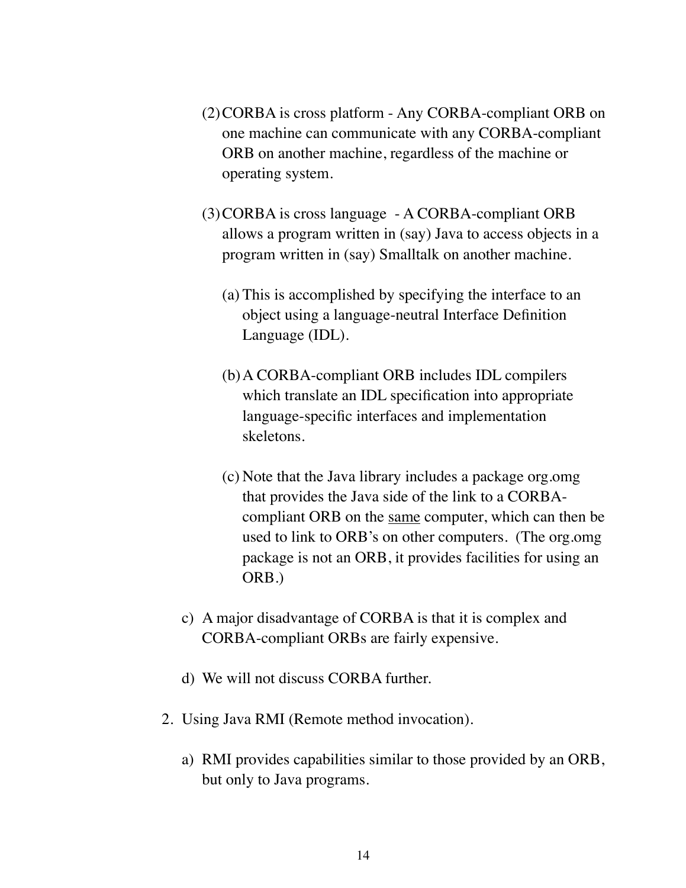(2) CORBA is cross platform - Any CORBA-compliant ORB on one machine can communicate with any CORBA-compliant ORB on another machine, regardless of the machine or operating system.

(3) CORBA is cross language - A CORBA-compliant ORB allows a program written in (say) Java to access objects in a program written in (say) Smalltalk on another machine.

(a) This is accomplished by specifying the interface to an object using a language-neutral Interface Definition Language (IDL).

(b) A CORBA-compliant ORB includes IDL compilers which translate an IDL specification into appropriate language-specific interfaces and implementation skeletons.

(c) Note that the Java library includes a package org.omg that provides the Java side of the link to a CORBA-compliant ORB on the <u>same</u> computer, which can then be used to link to ORB's on other computers. (The org.omg package is not an ORB, it provides facilities for using an ORB.)

c) A major disadvantage of CORBA is that it is complex and CORBA-compliant ORBs are fairly expensive.

d) We will not discuss CORBA further.

2. Using Java RMI (Remote method invocation).

a) RMI provides capabilities similar to those provided by an ORB, but only to Java programs.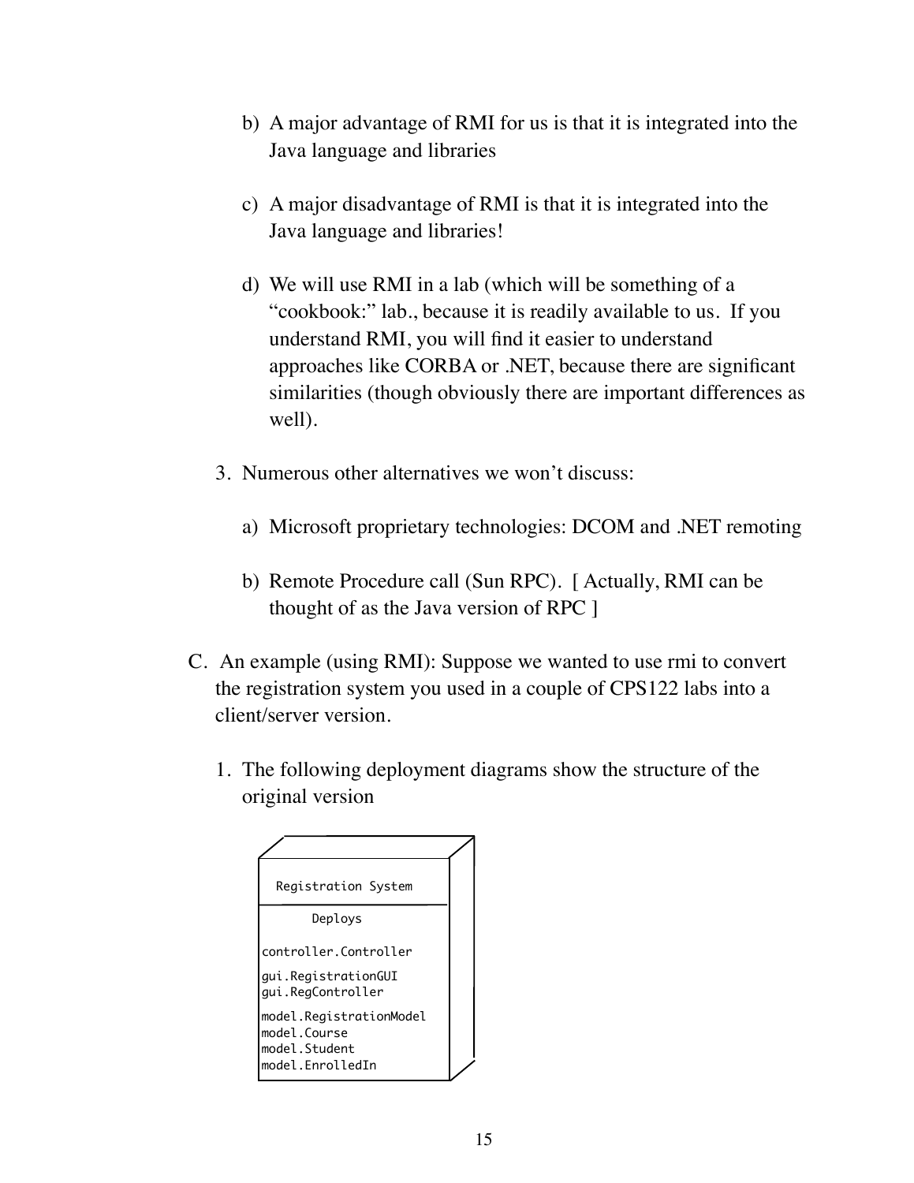b) A major advantage of RMI for us is that it is integrated into the Java language and libraries

c) A major disadvantage of RMI is that it is integrated into the Java language and libraries!

d) We will use RMI in a lab (which will be something of a "cookbook:" lab., because it is readily available to us. If you understand RMI, you will find it easier to understand approaches like CORBA or .NET, because there are significant similarities (though obviously there are important differences as well).

3. Numerous other alternatives we won't discuss:

   a) Microsoft proprietary technologies: DCOM and .NET remoting

   b) Remote Procedure call (Sun RPC). [ Actually, RMI can be thought of as the Java version of RPC ]

C. An example (using RMI): Suppose we wanted to use rmi to convert the registration system you used in a couple of CPS122 labs into a client/server version.

1. The following deployment diagrams show the structure of the original version

```
Registration System
---------------------------
Deploys

controller.Controller

gui.RegistrationGUI
gui.RegController

model.RegistrationModel
model.Course
model.Student
model.EnrolledIn
```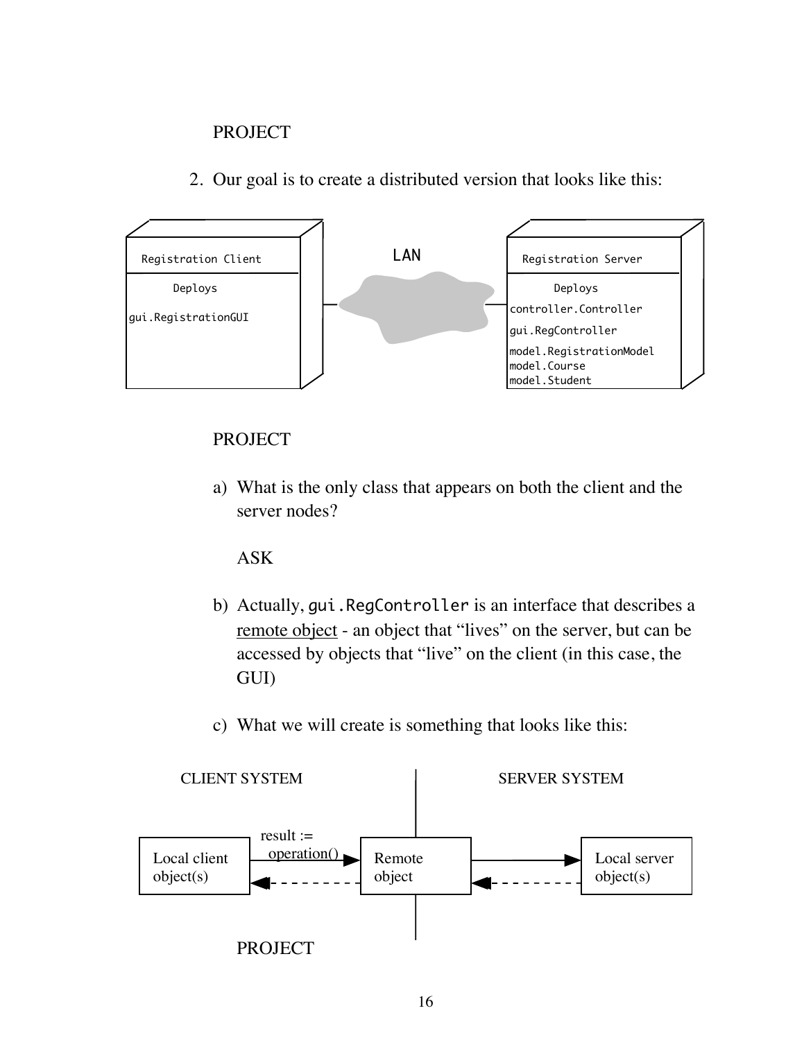PROJECT

2. Our goal is to create a distributed version that looks like this:

Registration Client

Deploys

gui.RegistrationGUI

LAN

Registration Server

Deploys

controller.Controller

gui.RegController

model.RegistrationModel
model.Course
model.Student

PROJECT

a) What is the only class that appears on both the client and the server nodes?

ASK

b) Actually, `gui.RegController` is an interface that describes a <u>remote object</u> - an object that "lives" on the server, but can be accessed by objects that "live" on the client (in this case, the GUI)

c) What we will create is something that looks like this:

CLIENT SYSTEM

SERVER SYSTEM

Local client object(s)

result := operation()

Remote object

Local server object(s)

PROJECT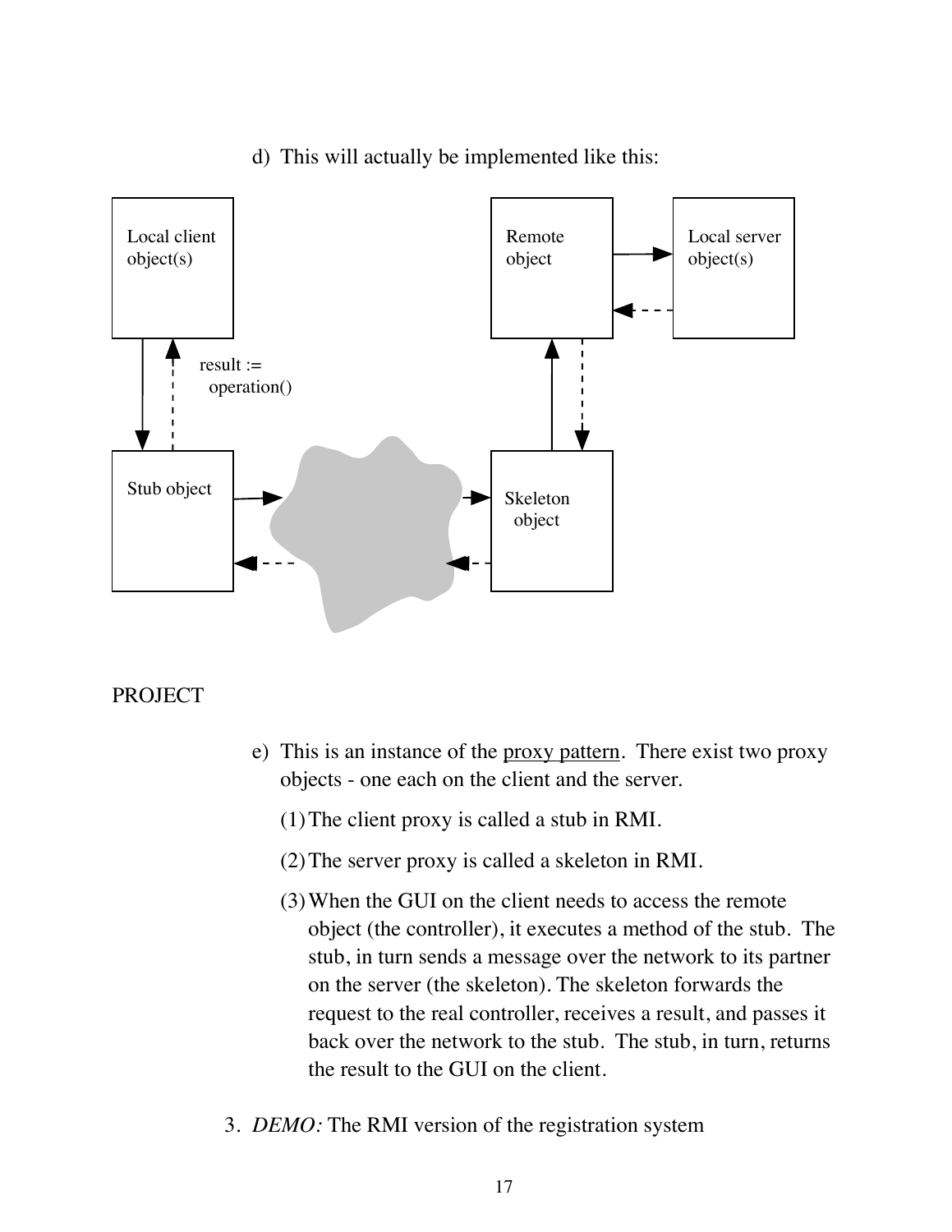d) This will actually be implemented like this:

Local client object(s)

result := operation()

Stub object

Remote object

Local server object(s)

Skeleton object

PROJECT

e) This is an instance of the <u>proxy pattern</u>. There exist two proxy objects - one each on the client and the server.

(1) The client proxy is called a stub in RMI.

(2) The server proxy is called a skeleton in RMI.

(3) When the GUI on the client needs to access the remote object (the controller), it executes a method of the stub. The stub, in turn sends a message over the network to its partner on the server (the skeleton). The skeleton forwards the request to the real controller, receives a result, and passes it back over the network to the stub. The stub, in turn, returns the result to the GUI on the client.

3. *DEMO:* The RMI version of the registration system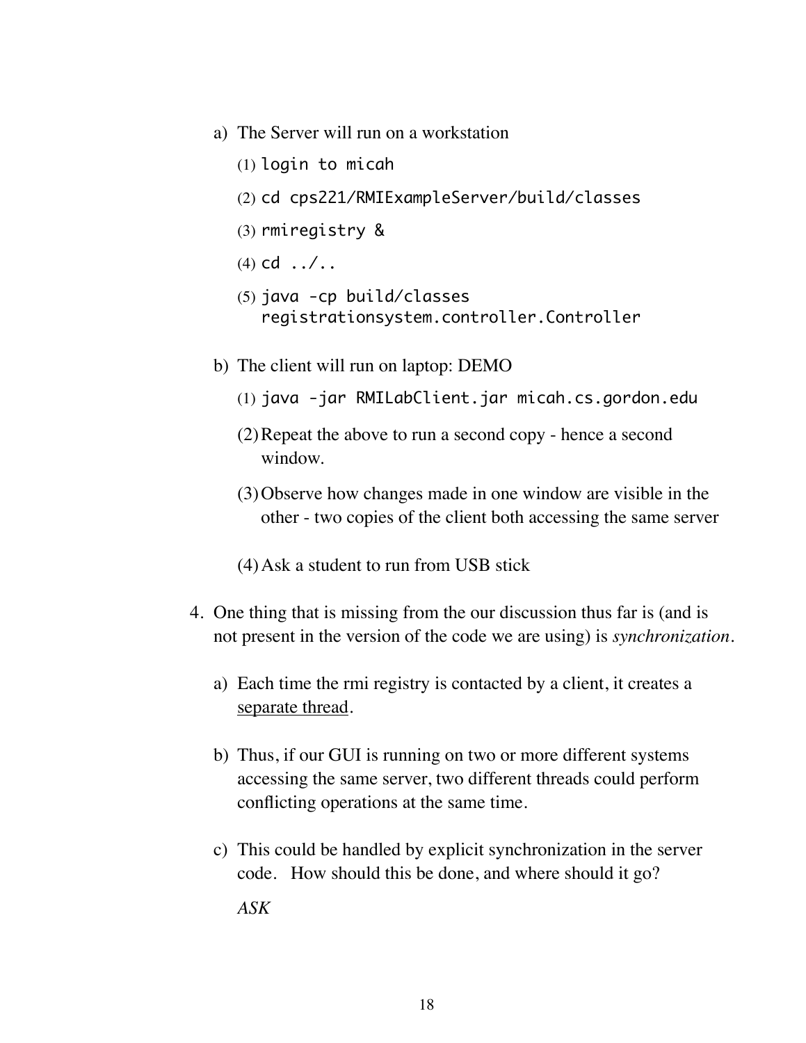a) The Server will run on a workstation

   (1) `login to micah`

   (2) `cd cps221/RMIExampleServer/build/classes`

   (3) `rmiregistry &`

   (4) `cd ../..`

   (5) `java -cp build/classes registrationsystem.controller.Controller`

b) The client will run on laptop: DEMO

   (1) `java -jar RMILabClient.jar micah.cs.gordon.edu`

   (2) Repeat the above to run a second copy - hence a second window.

   (3) Observe how changes made in one window are visible in the other - two copies of the client both accessing the same server

   (4) Ask a student to run from USB stick

4. One thing that is missing from the our discussion thus far is (and is not present in the version of the code we are using) is *synchronization*.

   a) Each time the rmi registry is contacted by a client, it creates a separate thread.

   b) Thus, if our GUI is running on two or more different systems accessing the same server, two different threads could perform conflicting operations at the same time.

   c) This could be handled by explicit synchronization in the server code. How should this be done, and where should it go?

      *ASK*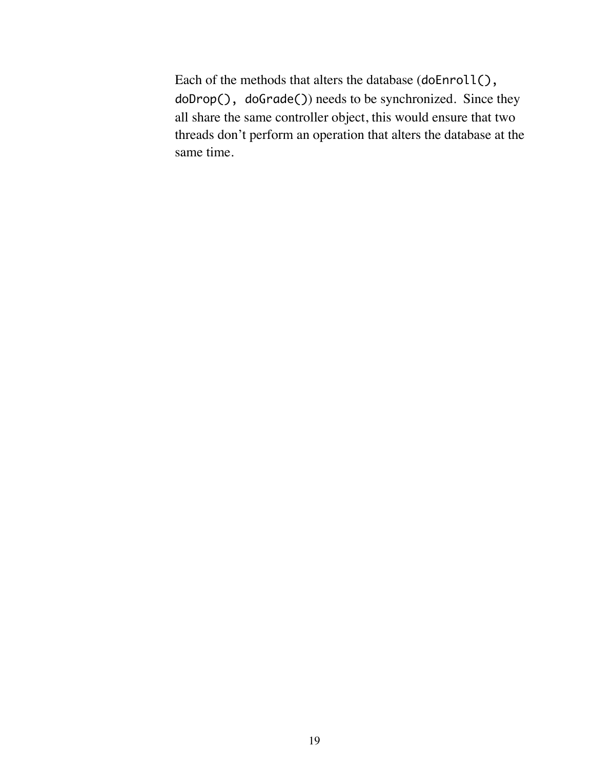Each of the methods that alters the database (`doEnroll()`, `doDrop()`, `doGrade()`) needs to be synchronized. Since they all share the same controller object, this would ensure that two threads don't perform an operation that alters the database at the same time.